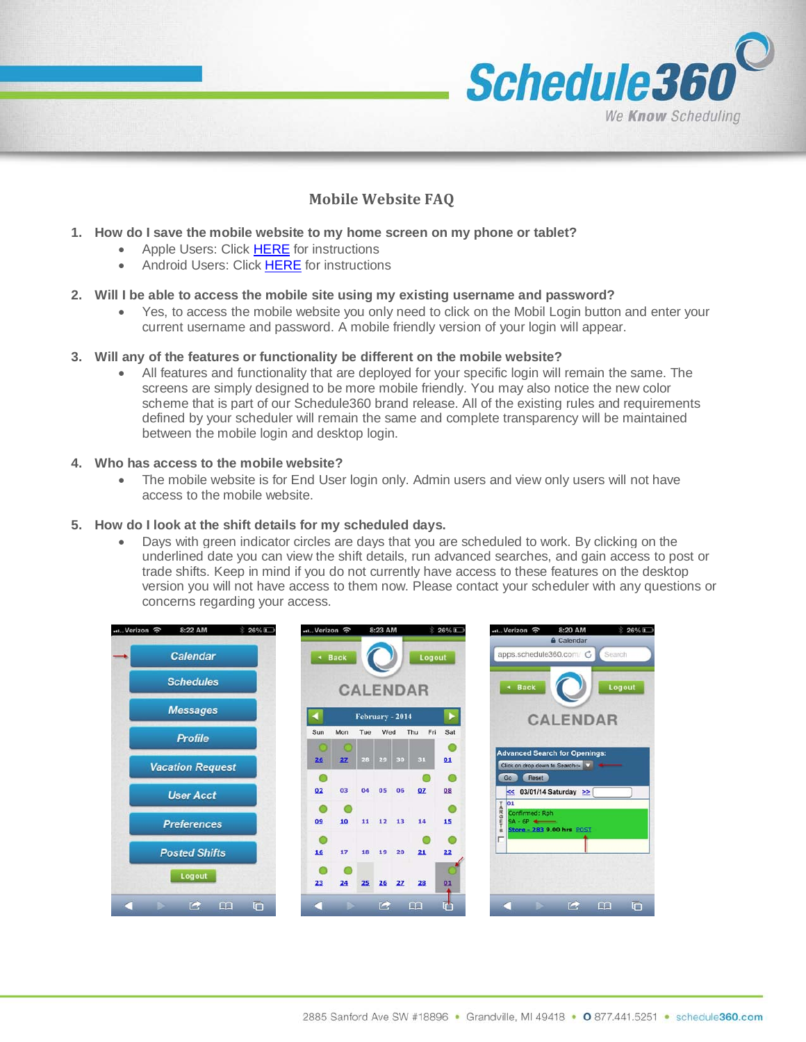# Mobile Website FAQ

1. **How do I save the mobile website to my home screen on my phone or tablet?**
   - Apple Users: Click HERE for instructions
   - Android Users: Click HERE for instructions

2. **Will I be able to access the mobile site using my existing username and password?**
   - Yes, to access the mobile website you only need to click on the Mobil Login button and enter your current username and password. A mobile friendly version of your login will appear.

3. **Will any of the features or functionality be different on the mobile website?**
   - All features and functionality that are deployed for your specific login will remain the same. The screens are simply designed to be more mobile friendly. You may also notice the new color scheme that is part of our Schedule360 brand release. All of the existing rules and requirements defined by your scheduler will remain the same and complete transparency will be maintained between the mobile login and desktop login.

4. **Who has access to the mobile website?**
   - The mobile website is for End User login only. Admin users and view only users will not have access to the mobile website.

5. **How do I look at the shift details for my scheduled days.**
   - Days with green indicator circles are days that you are scheduled to work. By clicking on the underlined date you can view the shift details, run advanced searches, and gain access to post or trade shifts. Keep in mind if you do not currently have access to these features on the desktop version you will not have access to them now. Please contact your scheduler with any questions or concerns regarding your access.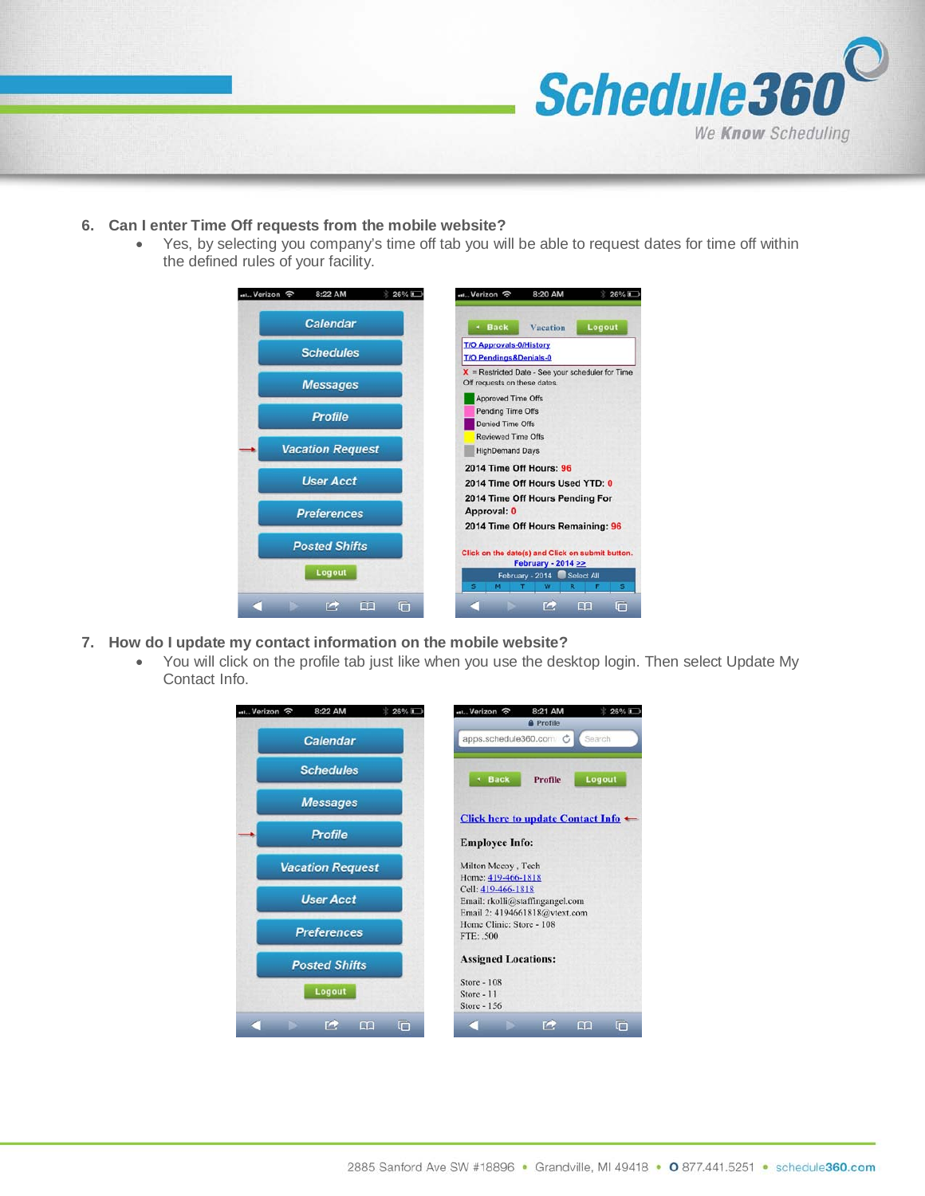6. **Can I enter Time Off requests from the mobile website?**
   - Yes, by selecting you company's time off tab you will be able to request dates for time off within the defined rules of your facility.

7. **How do I update my contact information on the mobile website?**
   - You will click on the profile tab just like when you use the desktop login. Then select Update My Contact Info.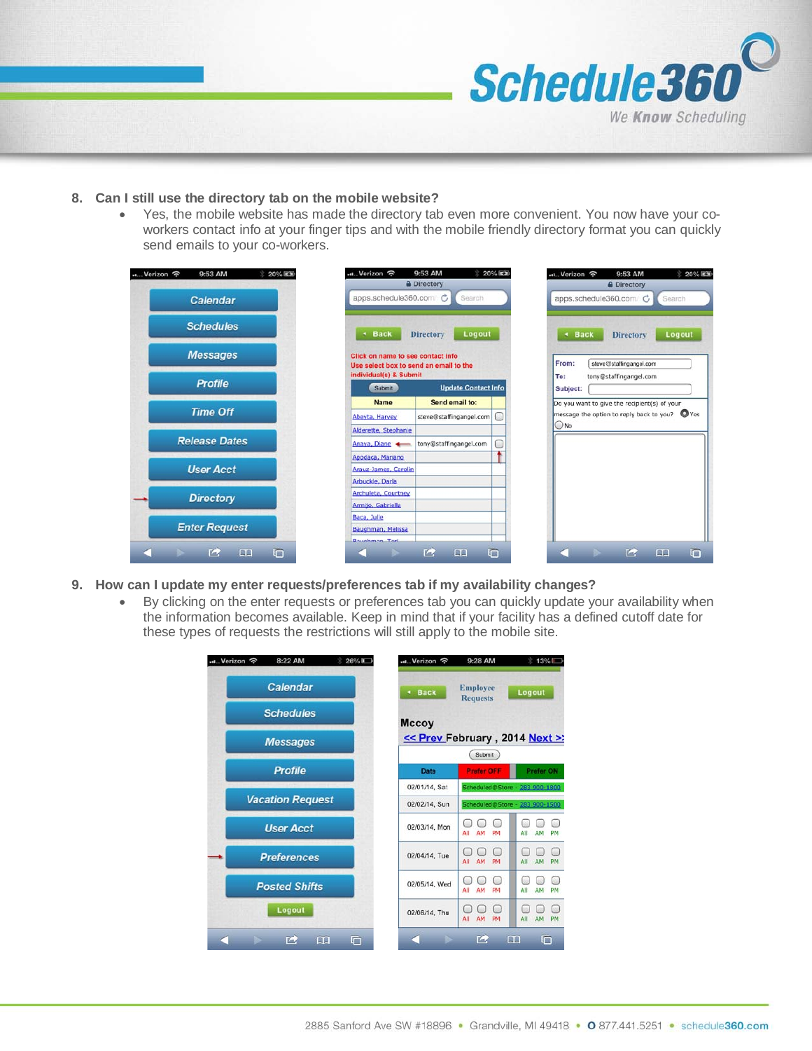8. **Can I still use the directory tab on the mobile website?**
   - Yes, the mobile website has made the directory tab even more convenient. You now have your co-workers contact info at your finger tips and with the mobile friendly directory format you can quickly send emails to your co-workers.

9. **How can I update my enter requests/preferences tab if my availability changes?**
   - By clicking on the enter requests or preferences tab you can quickly update your availability when the information becomes available. Keep in mind that if your facility has a defined cutoff date for these types of requests the restrictions will still apply to the mobile site.